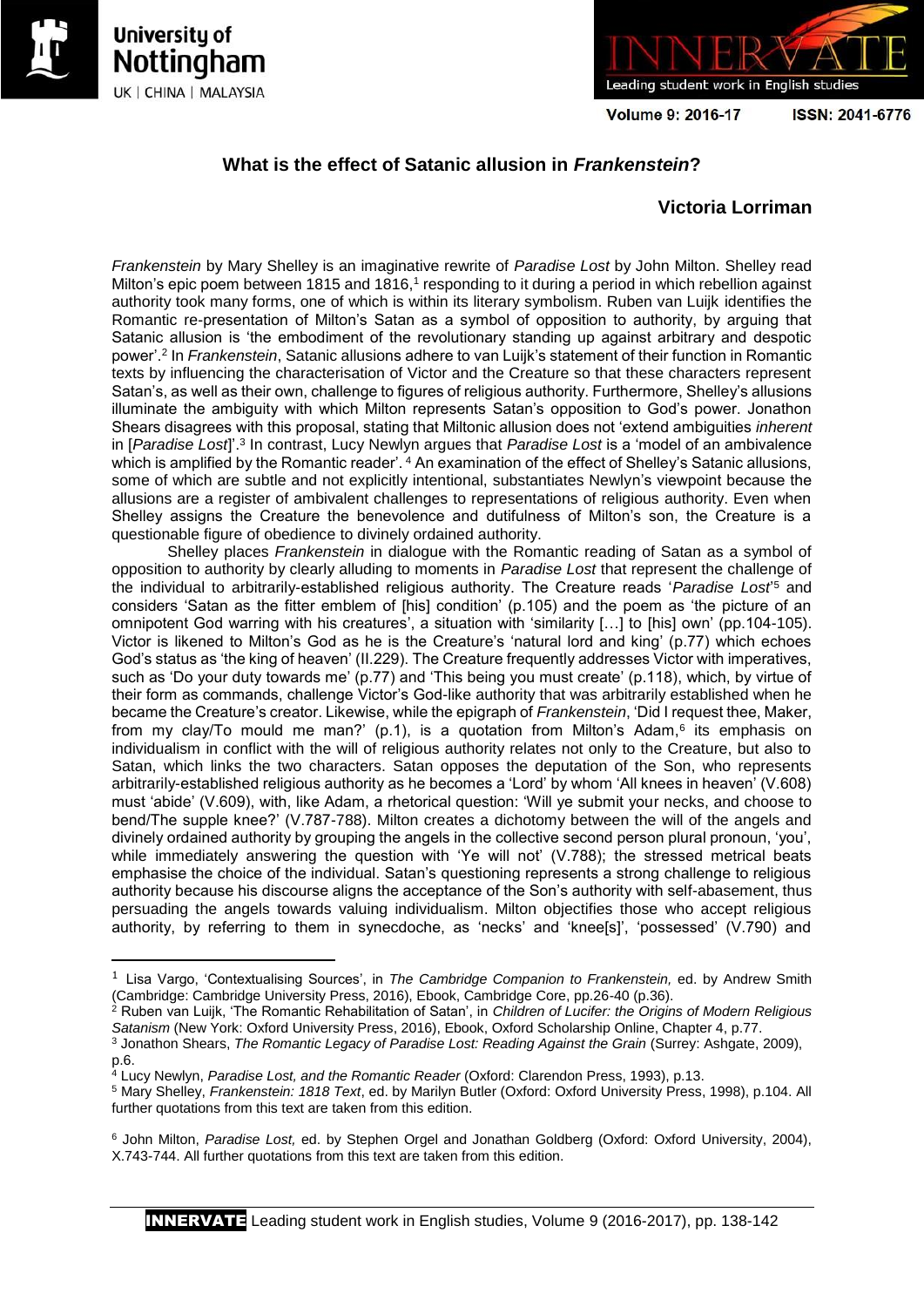# What is the effect of Satanic allusion in *Frankenstein*?

**Victoria Lorriman**

*Frankenstein* by Mary Shelley is an imaginative rewrite of *Paradise Lost* by John Milton. Shelley read Milton's epic poem between 1815 and 1816,[1] responding to it during a period in which rebellion against authority took many forms, one of which is within its literary symbolism. Ruben van Luijk identifies the Romantic re-presentation of Milton's Satan as a symbol of opposition to authority, by arguing that Satanic allusion is 'the embodiment of the revolutionary standing up against arbitrary and despotic power'.[2] In *Frankenstein*, Satanic allusions adhere to van Luijk's statement of their function in Romantic texts by influencing the characterisation of Victor and the Creature so that these characters represent Satan's, as well as their own, challenge to figures of religious authority. Furthermore, Shelley's allusions illuminate the ambiguity with which Milton represents Satan's opposition to God's power. Jonathon Shears disagrees with this proposal, stating that Miltonic allusion does not 'extend ambiguities *inherent* in [*Paradise Lost*]'.[3] In contrast, Lucy Newlyn argues that *Paradise Lost* is a 'model of an ambivalence which is amplified by the Romantic reader'.[4] An examination of the effect of Shelley's Satanic allusions, some of which are subtle and not explicitly intentional, substantiates Newlyn's viewpoint because the allusions are a register of ambivalent challenges to representations of religious authority. Even when Shelley assigns the Creature the benevolence and dutifulness of Milton's son, the Creature is a questionable figure of obedience to divinely ordained authority.

Shelley places *Frankenstein* in dialogue with the Romantic reading of Satan as a symbol of opposition to authority by clearly alluding to moments in *Paradise Lost* that represent the challenge of the individual to arbitrarily-established religious authority. The Creature reads '*Paradise Lost*'[5] and considers 'Satan as the fitter emblem of [his] condition' (p.105) and the poem as 'the picture of an omnipotent God warring with his creatures', a situation with 'similarity […] to [his] own' (pp.104-105). Victor is likened to Milton's God as he is the Creature's 'natural lord and king' (p.77) which echoes God's status as 'the king of heaven' (II.229). The Creature frequently addresses Victor with imperatives, such as 'Do your duty towards me' (p.77) and 'This being you must create' (p.118), which, by virtue of their form as commands, challenge Victor's God-like authority that was arbitrarily established when he became the Creature's creator. Likewise, while the epigraph of *Frankenstein*, 'Did I request thee, Maker, from my clay/To mould me man?' (p.1), is a quotation from Milton's Adam,[6] its emphasis on individualism in conflict with the will of religious authority relates not only to the Creature, but also to Satan, which links the two characters. Satan opposes the deputation of the Son, who represents arbitrarily-established religious authority as he becomes a 'Lord' by whom 'All knees in heaven' (V.608) must 'abide' (V.609), with, like Adam, a rhetorical question: 'Will ye submit your necks, and choose to bend/The supple knee?' (V.787-788). Milton creates a dichotomy between the will of the angels and divinely ordained authority by grouping the angels in the collective second person plural pronoun, 'you', while immediately answering the question with 'Ye will not' (V.788); the stressed metrical beats emphasise the choice of the individual. Satan's questioning represents a strong challenge to religious authority because his discourse aligns the acceptance of the Son's authority with self-abasement, thus persuading the angels towards valuing individualism. Milton objectifies those who accept religious authority, by referring to them in synecdoche, as 'necks' and 'knee[s]', 'possessed' (V.790) and

---

[1] Lisa Vargo, 'Contextualising Sources', in *The Cambridge Companion to Frankenstein,* ed. by Andrew Smith (Cambridge: Cambridge University Press, 2016), Ebook, Cambridge Core, pp.26-40 (p.36).

[2] Ruben van Luijk, 'The Romantic Rehabilitation of Satan', in *Children of Lucifer: the Origins of Modern Religious Satanism* (New York: Oxford University Press, 2016), Ebook, Oxford Scholarship Online, Chapter 4, p.77.

[3] Jonathon Shears, *The Romantic Legacy of Paradise Lost: Reading Against the Grain* (Surrey: Ashgate, 2009), p.6.

[4] Lucy Newlyn, *Paradise Lost, and the Romantic Reader* (Oxford: Clarendon Press, 1993), p.13.

[5] Mary Shelley, *Frankenstein: 1818 Text*, ed. by Marilyn Butler (Oxford: Oxford University Press, 1998), p.104. All further quotations from this text are taken from this edition.

[6] John Milton, *Paradise Lost,* ed. by Stephen Orgel and Jonathan Goldberg (Oxford: Oxford University, 2004), X.743-744. All further quotations from this text are taken from this edition.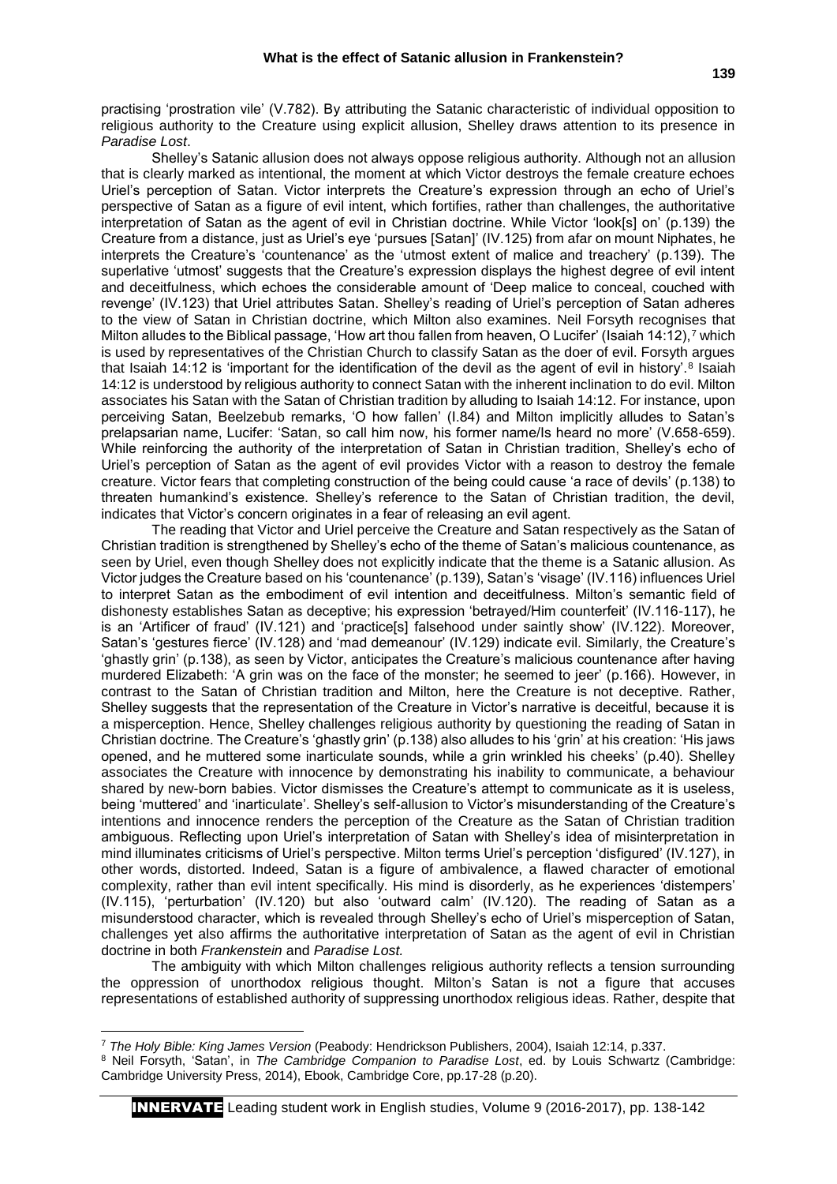practising 'prostration vile' (V.782). By attributing the Satanic characteristic of individual opposition to religious authority to the Creature using explicit allusion, Shelley draws attention to its presence in *Paradise Lost*.

Shelley's Satanic allusion does not always oppose religious authority. Although not an allusion that is clearly marked as intentional, the moment at which Victor destroys the female creature echoes Uriel's perception of Satan. Victor interprets the Creature's expression through an echo of Uriel's perspective of Satan as a figure of evil intent, which fortifies, rather than challenges, the authoritative interpretation of Satan as the agent of evil in Christian doctrine. While Victor 'look[s] on' (p.139) the Creature from a distance, just as Uriel's eye 'pursues [Satan]' (IV.125) from afar on mount Niphates, he interprets the Creature's 'countenance' as the 'utmost extent of malice and treachery' (p.139). The superlative 'utmost' suggests that the Creature's expression displays the highest degree of evil intent and deceitfulness, which echoes the considerable amount of 'Deep malice to conceal, couched with revenge' (IV.123) that Uriel attributes Satan. Shelley's reading of Uriel's perception of Satan adheres to the view of Satan in Christian doctrine, which Milton also examines. Neil Forsyth recognises that Milton alludes to the Biblical passage, 'How art thou fallen from heaven, O Lucifer' (Isaiah 14:12),[7] which is used by representatives of the Christian Church to classify Satan as the doer of evil. Forsyth argues that Isaiah 14:12 is 'important for the identification of the devil as the agent of evil in history'.[8] Isaiah 14:12 is understood by religious authority to connect Satan with the inherent inclination to do evil. Milton associates his Satan with the Satan of Christian tradition by alluding to Isaiah 14:12. For instance, upon perceiving Satan, Beelzebub remarks, 'O how fallen' (I.84) and Milton implicitly alludes to Satan's prelapsarian name, Lucifer: 'Satan, so call him now, his former name/Is heard no more' (V.658-659). While reinforcing the authority of the interpretation of Satan in Christian tradition, Shelley's echo of Uriel's perception of Satan as the agent of evil provides Victor with a reason to destroy the female creature. Victor fears that completing construction of the being could cause 'a race of devils' (p.138) to threaten humankind's existence. Shelley's reference to the Satan of Christian tradition, the devil, indicates that Victor's concern originates in a fear of releasing an evil agent.

The reading that Victor and Uriel perceive the Creature and Satan respectively as the Satan of Christian tradition is strengthened by Shelley's echo of the theme of Satan's malicious countenance, as seen by Uriel, even though Shelley does not explicitly indicate that the theme is a Satanic allusion. As Victor judges the Creature based on his 'countenance' (p.139), Satan's 'visage' (IV.116) influences Uriel to interpret Satan as the embodiment of evil intention and deceitfulness. Milton's semantic field of dishonesty establishes Satan as deceptive; his expression 'betrayed/Him counterfeit' (IV.116-117), he is an 'Artificer of fraud' (IV.121) and 'practice[s] falsehood under saintly show' (IV.122). Moreover, Satan's 'gestures fierce' (IV.128) and 'mad demeanour' (IV.129) indicate evil. Similarly, the Creature's 'ghastly grin' (p.138), as seen by Victor, anticipates the Creature's malicious countenance after having murdered Elizabeth: 'A grin was on the face of the monster; he seemed to jeer' (p.166). However, in contrast to the Satan of Christian tradition and Milton, here the Creature is not deceptive. Rather, Shelley suggests that the representation of the Creature in Victor's narrative is deceitful, because it is a misperception. Hence, Shelley challenges religious authority by questioning the reading of Satan in Christian doctrine. The Creature's 'ghastly grin' (p.138) also alludes to his 'grin' at his creation: 'His jaws opened, and he muttered some inarticulate sounds, while a grin wrinkled his cheeks' (p.40). Shelley associates the Creature with innocence by demonstrating his inability to communicate, a behaviour shared by new-born babies. Victor dismisses the Creature's attempt to communicate as it is useless, being 'muttered' and 'inarticulate'. Shelley's self-allusion to Victor's misunderstanding of the Creature's intentions and innocence renders the perception of the Creature as the Satan of Christian tradition ambiguous. Reflecting upon Uriel's interpretation of Satan with Shelley's idea of misinterpretation in mind illuminates criticisms of Uriel's perspective. Milton terms Uriel's perception 'disfigured' (IV.127), in other words, distorted. Indeed, Satan is a figure of ambivalence, a flawed character of emotional complexity, rather than evil intent specifically. His mind is disorderly, as he experiences 'distempers' (IV.115), 'perturbation' (IV.120) but also 'outward calm' (IV.120). The reading of Satan as a misunderstood character, which is revealed through Shelley's echo of Uriel's misperception of Satan, challenges yet also affirms the authoritative interpretation of Satan as the agent of evil in Christian doctrine in both *Frankenstein* and *Paradise Lost.*

The ambiguity with which Milton challenges religious authority reflects a tension surrounding the oppression of unorthodox religious thought. Milton's Satan is not a figure that accuses representations of established authority of suppressing unorthodox religious ideas. Rather, despite that

---

[7] *The Holy Bible: King James Version* (Peabody: Hendrickson Publishers, 2004), Isaiah 12:14, p.337.

[8] Neil Forsyth, 'Satan', in *The Cambridge Companion to Paradise Lost*, ed. by Louis Schwartz (Cambridge: Cambridge University Press, 2014), Ebook, Cambridge Core, pp.17-28 (p.20).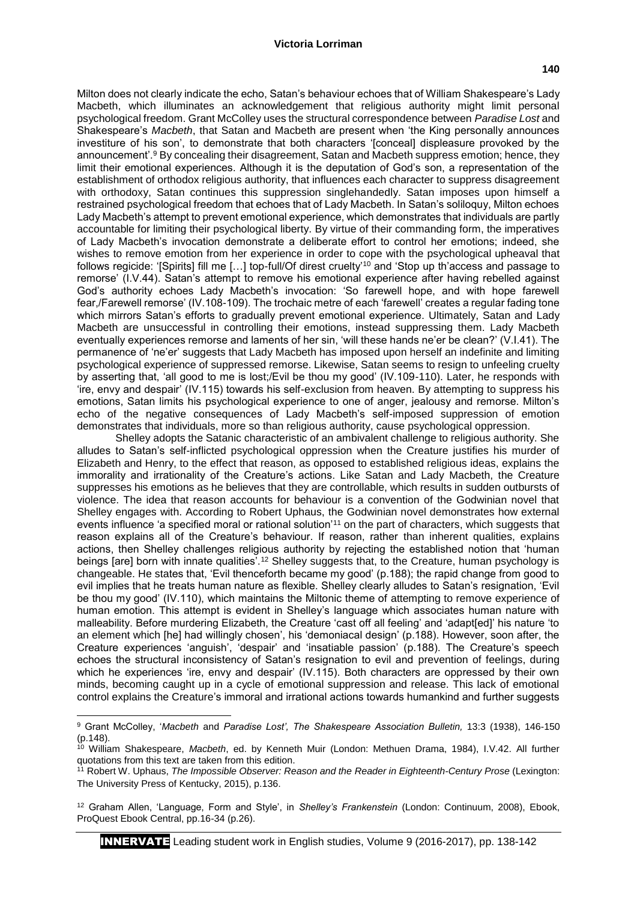Milton does not clearly indicate the echo, Satan's behaviour echoes that of William Shakespeare's Lady Macbeth, which illuminates an acknowledgement that religious authority might limit personal psychological freedom. Grant McColley uses the structural correspondence between *Paradise Lost* and Shakespeare's *Macbeth*, that Satan and Macbeth are present when 'the King personally announces investiture of his son', to demonstrate that both characters '[conceal] displeasure provoked by the announcement'.[9] By concealing their disagreement, Satan and Macbeth suppress emotion; hence, they limit their emotional experiences. Although it is the deputation of God's son, a representation of the establishment of orthodox religious authority, that influences each character to suppress disagreement with orthodoxy, Satan continues this suppression singlehandedly. Satan imposes upon himself a restrained psychological freedom that echoes that of Lady Macbeth. In Satan's soliloquy, Milton echoes Lady Macbeth's attempt to prevent emotional experience, which demonstrates that individuals are partly accountable for limiting their psychological liberty. By virtue of their commanding form, the imperatives of Lady Macbeth's invocation demonstrate a deliberate effort to control her emotions; indeed, she wishes to remove emotion from her experience in order to cope with the psychological upheaval that follows regicide: '[Spirits] fill me […] top-full/Of direst cruelty'[10] and 'Stop up th'access and passage to remorse' (I.V.44). Satan's attempt to remove his emotional experience after having rebelled against God's authority echoes Lady Macbeth's invocation: 'So farewell hope, and with hope farewell fear,/Farewell remorse' (IV.108-109). The trochaic metre of each 'farewell' creates a regular fading tone which mirrors Satan's efforts to gradually prevent emotional experience. Ultimately, Satan and Lady Macbeth are unsuccessful in controlling their emotions, instead suppressing them. Lady Macbeth eventually experiences remorse and laments of her sin, 'will these hands ne'er be clean?' (V.I.41). The permanence of 'ne'er' suggests that Lady Macbeth has imposed upon herself an indefinite and limiting psychological experience of suppressed remorse. Likewise, Satan seems to resign to unfeeling cruelty by asserting that, 'all good to me is lost;/Evil be thou my good' (IV.109-110). Later, he responds with 'ire, envy and despair' (IV.115) towards his self-exclusion from heaven. By attempting to suppress his emotions, Satan limits his psychological experience to one of anger, jealousy and remorse. Milton's echo of the negative consequences of Lady Macbeth's self-imposed suppression of emotion demonstrates that individuals, more so than religious authority, cause psychological oppression.

Shelley adopts the Satanic characteristic of an ambivalent challenge to religious authority. She alludes to Satan's self-inflicted psychological oppression when the Creature justifies his murder of Elizabeth and Henry, to the effect that reason, as opposed to established religious ideas, explains the immorality and irrationality of the Creature's actions. Like Satan and Lady Macbeth, the Creature suppresses his emotions as he believes that they are controllable, which results in sudden outbursts of violence. The idea that reason accounts for behaviour is a convention of the Godwinian novel that Shelley engages with. According to Robert Uphaus, the Godwinian novel demonstrates how external events influence 'a specified moral or rational solution'[11] on the part of characters, which suggests that reason explains all of the Creature's behaviour. If reason, rather than inherent qualities, explains actions, then Shelley challenges religious authority by rejecting the established notion that 'human beings [are] born with innate qualities'.[12] Shelley suggests that, to the Creature, human psychology is changeable. He states that, 'Evil thenceforth became my good' (p.188); the rapid change from good to evil implies that he treats human nature as flexible. Shelley clearly alludes to Satan's resignation, 'Evil be thou my good' (IV.110), which maintains the Miltonic theme of attempting to remove experience of human emotion. This attempt is evident in Shelley's language which associates human nature with malleability. Before murdering Elizabeth, the Creature 'cast off all feeling' and 'adapt[ed]' his nature 'to an element which [he] had willingly chosen', his 'demoniacal design' (p.188). However, soon after, the Creature experiences 'anguish', 'despair' and 'insatiable passion' (p.188). The Creature's speech echoes the structural inconsistency of Satan's resignation to evil and prevention of feelings, during which he experiences 'ire, envy and despair' (IV.115). Both characters are oppressed by their own minds, becoming caught up in a cycle of emotional suppression and release. This lack of emotional control explains the Creature's immoral and irrational actions towards humankind and further suggests

---

[9] Grant McColley, '*Macbeth* and *Paradise Lost*', *The Shakespeare Association Bulletin,* 13:3 (1938), 146-150 (p.148).

[10] William Shakespeare, *Macbeth*, ed. by Kenneth Muir (London: Methuen Drama, 1984), I.V.42. All further quotations from this text are taken from this edition.

[11] Robert W. Uphaus, *The Impossible Observer: Reason and the Reader in Eighteenth-Century Prose* (Lexington: The University Press of Kentucky, 2015), p.136.

[12] Graham Allen, 'Language, Form and Style', in *Shelley's Frankenstein* (London: Continuum, 2008), Ebook, ProQuest Ebook Central, pp.16-34 (p.26).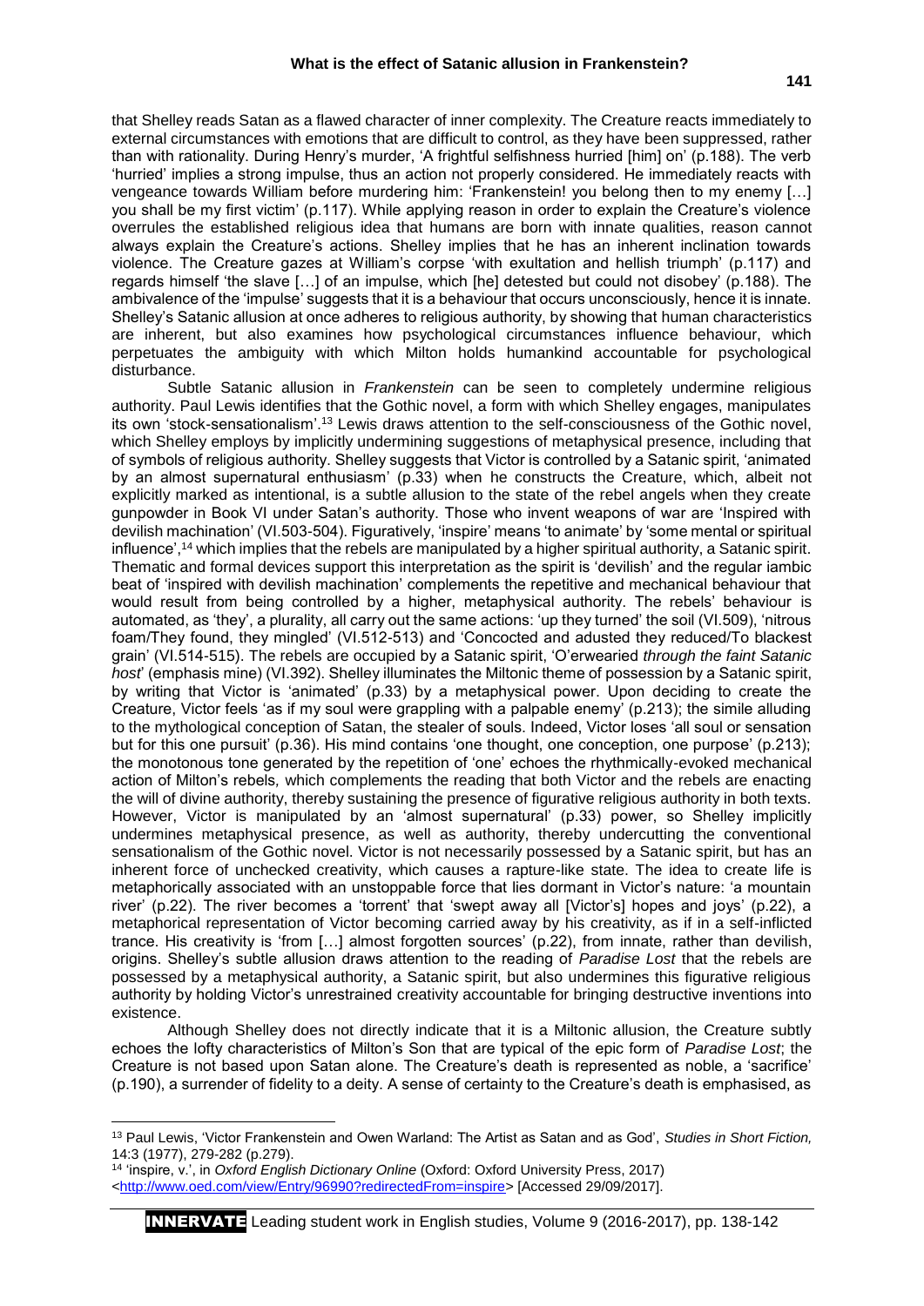that Shelley reads Satan as a flawed character of inner complexity. The Creature reacts immediately to external circumstances with emotions that are difficult to control, as they have been suppressed, rather than with rationality. During Henry's murder, 'A frightful selfishness hurried [him] on' (p.188). The verb 'hurried' implies a strong impulse, thus an action not properly considered. He immediately reacts with vengeance towards William before murdering him: 'Frankenstein! you belong then to my enemy […] you shall be my first victim' (p.117). While applying reason in order to explain the Creature's violence overrules the established religious idea that humans are born with innate qualities, reason cannot always explain the Creature's actions. Shelley implies that he has an inherent inclination towards violence. The Creature gazes at William's corpse 'with exultation and hellish triumph' (p.117) and regards himself 'the slave […] of an impulse, which [he] detested but could not disobey' (p.188). The ambivalence of the 'impulse' suggests that it is a behaviour that occurs unconsciously, hence it is innate. Shelley's Satanic allusion at once adheres to religious authority, by showing that human characteristics are inherent, but also examines how psychological circumstances influence behaviour, which perpetuates the ambiguity with which Milton holds humankind accountable for psychological disturbance.

Subtle Satanic allusion in *Frankenstein* can be seen to completely undermine religious authority. Paul Lewis identifies that the Gothic novel, a form with which Shelley engages, manipulates its own 'stock-sensationalism'.[13] Lewis draws attention to the self-consciousness of the Gothic novel, which Shelley employs by implicitly undermining suggestions of metaphysical presence, including that of symbols of religious authority. Shelley suggests that Victor is controlled by a Satanic spirit, 'animated by an almost supernatural enthusiasm' (p.33) when he constructs the Creature, which, albeit not explicitly marked as intentional, is a subtle allusion to the state of the rebel angels when they create gunpowder in Book VI under Satan's authority. Those who invent weapons of war are 'Inspired with devilish machination' (VI.503-504). Figuratively, 'inspire' means 'to animate' by 'some mental or spiritual influence',[14] which implies that the rebels are manipulated by a higher spiritual authority, a Satanic spirit. Thematic and formal devices support this interpretation as the spirit is 'devilish' and the regular iambic beat of 'inspired with devilish machination' complements the repetitive and mechanical behaviour that would result from being controlled by a higher, metaphysical authority. The rebels' behaviour is automated, as 'they', a plurality, all carry out the same actions: 'up they turned' the soil (VI.509), 'nitrous foam/They found, they mingled' (VI.512-513) and 'Concocted and adusted they reduced/To blackest grain' (VI.514-515). The rebels are occupied by a Satanic spirit, 'O'erwearied *through the faint Satanic host*' (emphasis mine) (VI.392). Shelley illuminates the Miltonic theme of possession by a Satanic spirit, by writing that Victor is 'animated' (p.33) by a metaphysical power. Upon deciding to create the Creature, Victor feels 'as if my soul were grappling with a palpable enemy' (p.213); the simile alluding to the mythological conception of Satan, the stealer of souls. Indeed, Victor loses 'all soul or sensation but for this one pursuit' (p.36). His mind contains 'one thought, one conception, one purpose' (p.213); the monotonous tone generated by the repetition of 'one' echoes the rhythmically-evoked mechanical action of Milton's rebels, which complements the reading that both Victor and the rebels are enacting the will of divine authority, thereby sustaining the presence of figurative religious authority in both texts. However, Victor is manipulated by an 'almost supernatural' (p.33) power, so Shelley implicitly undermines metaphysical presence, as well as authority, thereby undercutting the conventional sensationalism of the Gothic novel. Victor is not necessarily possessed by a Satanic spirit, but has an inherent force of unchecked creativity, which causes a rapture-like state. The idea to create life is metaphorically associated with an unstoppable force that lies dormant in Victor's nature: 'a mountain river' (p.22). The river becomes a 'torrent' that 'swept away all [Victor's] hopes and joys' (p.22), a metaphorical representation of Victor becoming carried away by his creativity, as if in a self-inflicted trance. His creativity is 'from […] almost forgotten sources' (p.22), from innate, rather than devilish, origins. Shelley's subtle allusion draws attention to the reading of *Paradise Lost* that the rebels are possessed by a metaphysical authority, a Satanic spirit, but also undermines this figurative religious authority by holding Victor's unrestrained creativity accountable for bringing destructive inventions into existence.

Although Shelley does not directly indicate that it is a Miltonic allusion, the Creature subtly echoes the lofty characteristics of Milton's Son that are typical of the epic form of *Paradise Lost*; the Creature is not based upon Satan alone. The Creature's death is represented as noble, a 'sacrifice' (p.190), a surrender of fidelity to a deity. A sense of certainty to the Creature's death is emphasised, as

---

[13] Paul Lewis, 'Victor Frankenstein and Owen Warland: The Artist as Satan and as God', *Studies in Short Fiction,* 14:3 (1977), 279-282 (p.279).

[14] 'inspire, v.', in *Oxford English Dictionary Online* (Oxford: Oxford University Press, 2017) <http://www.oed.com/view/Entry/96990?redirectedFrom=inspire> [Accessed 29/09/2017].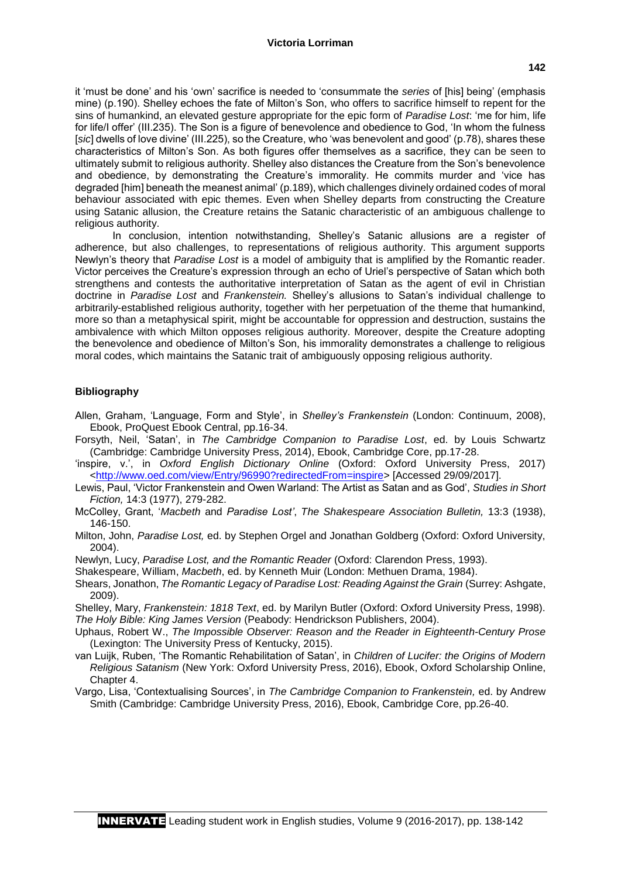it 'must be done' and his 'own' sacrifice is needed to 'consummate the *series* of [his] being' (emphasis mine) (p.190). Shelley echoes the fate of Milton's Son, who offers to sacrifice himself to repent for the sins of humankind, an elevated gesture appropriate for the epic form of *Paradise Lost*: 'me for him, life for life/I offer' (III.235). The Son is a figure of benevolence and obedience to God, 'In whom the fulness [*sic*] dwells of love divine' (III.225), so the Creature, who 'was benevolent and good' (p.78), shares these characteristics of Milton's Son. As both figures offer themselves as a sacrifice, they can be seen to ultimately submit to religious authority. Shelley also distances the Creature from the Son's benevolence and obedience, by demonstrating the Creature's immorality. He commits murder and 'vice has degraded [him] beneath the meanest animal' (p.189), which challenges divinely ordained codes of moral behaviour associated with epic themes. Even when Shelley departs from constructing the Creature using Satanic allusion, the Creature retains the Satanic characteristic of an ambiguous challenge to religious authority.

In conclusion, intention notwithstanding, Shelley's Satanic allusions are a register of adherence, but also challenges, to representations of religious authority. This argument supports Newlyn's theory that *Paradise Lost* is a model of ambiguity that is amplified by the Romantic reader. Victor perceives the Creature's expression through an echo of Uriel's perspective of Satan which both strengthens and contests the authoritative interpretation of Satan as the agent of evil in Christian doctrine in *Paradise Lost* and *Frankenstein.* Shelley's allusions to Satan's individual challenge to arbitrarily-established religious authority, together with her perpetuation of the theme that humankind, more so than a metaphysical spirit, might be accountable for oppression and destruction, sustains the ambivalence with which Milton opposes religious authority. Moreover, despite the Creature adopting the benevolence and obedience of Milton's Son, his immorality demonstrates a challenge to religious moral codes, which maintains the Satanic trait of ambiguously opposing religious authority.

### Bibliography

Allen, Graham, 'Language, Form and Style', in *Shelley's Frankenstein* (London: Continuum, 2008), Ebook, ProQuest Ebook Central, pp.16-34.

Forsyth, Neil, 'Satan', in *The Cambridge Companion to Paradise Lost*, ed. by Louis Schwartz (Cambridge: Cambridge University Press, 2014), Ebook, Cambridge Core, pp.17-28.

'inspire, v.', in *Oxford English Dictionary Online* (Oxford: Oxford University Press, 2017) <http://www.oed.com/view/Entry/96990?redirectedFrom=inspire> [Accessed 29/09/2017].

Lewis, Paul, 'Victor Frankenstein and Owen Warland: The Artist as Satan and as God', *Studies in Short Fiction,* 14:3 (1977), 279-282.

McColley, Grant, '*Macbeth* and *Paradise Lost*', *The Shakespeare Association Bulletin,* 13:3 (1938), 146-150.

Milton, John, *Paradise Lost,* ed. by Stephen Orgel and Jonathan Goldberg (Oxford: Oxford University, 2004).

Newlyn, Lucy, *Paradise Lost, and the Romantic Reader* (Oxford: Clarendon Press, 1993).

Shakespeare, William, *Macbeth*, ed. by Kenneth Muir (London: Methuen Drama, 1984).

Shears, Jonathon, *The Romantic Legacy of Paradise Lost: Reading Against the Grain* (Surrey: Ashgate, 2009).

Shelley, Mary, *Frankenstein: 1818 Text*, ed. by Marilyn Butler (Oxford: Oxford University Press, 1998).

*The Holy Bible: King James Version* (Peabody: Hendrickson Publishers, 2004).

Uphaus, Robert W., *The Impossible Observer: Reason and the Reader in Eighteenth-Century Prose* (Lexington: The University Press of Kentucky, 2015).

van Luijk, Ruben, 'The Romantic Rehabilitation of Satan', in *Children of Lucifer: the Origins of Modern Religious Satanism* (New York: Oxford University Press, 2016), Ebook, Oxford Scholarship Online, Chapter 4.

Vargo, Lisa, 'Contextualising Sources', in *The Cambridge Companion to Frankenstein,* ed. by Andrew Smith (Cambridge: Cambridge University Press, 2016), Ebook, Cambridge Core, pp.26-40.